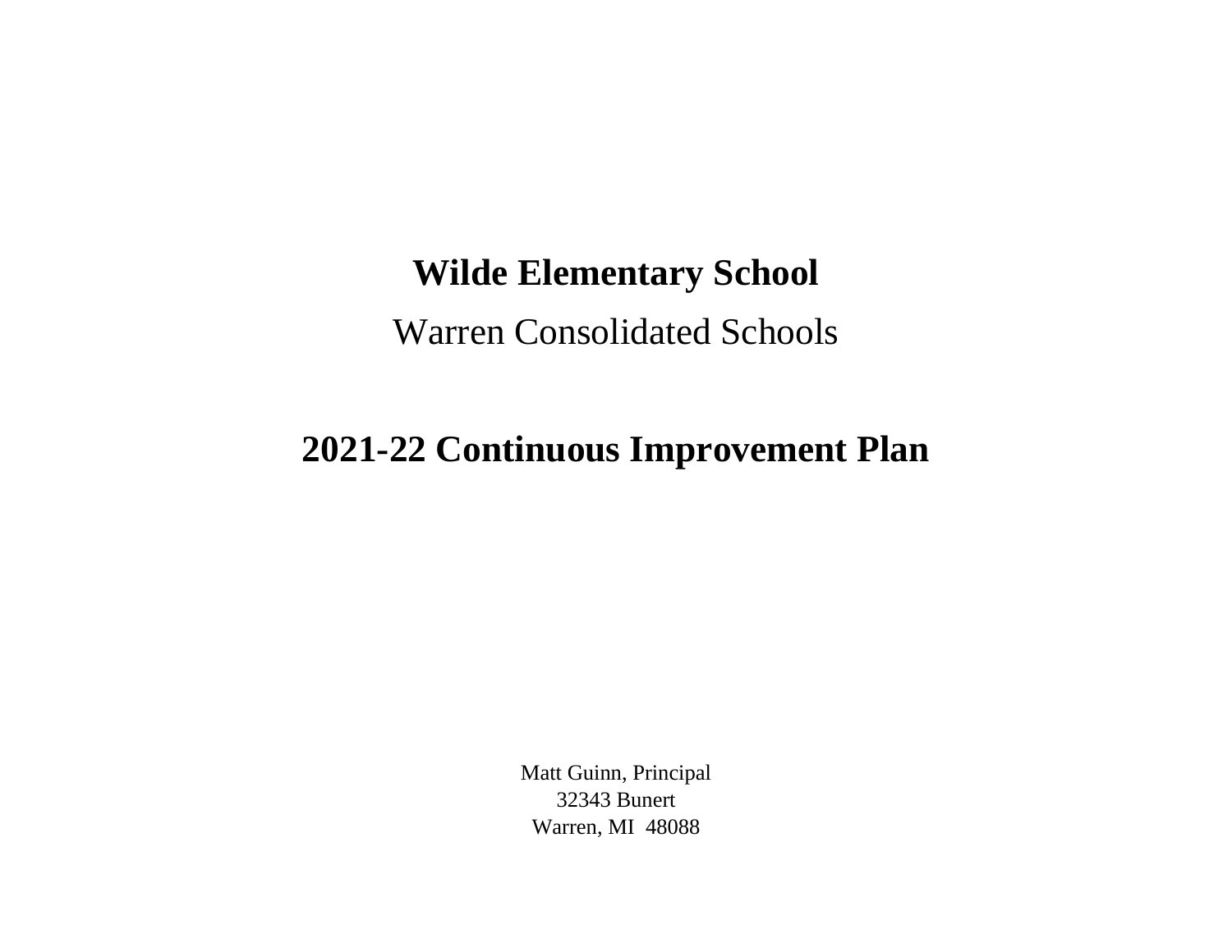# Wilde Elementary School

Warren Consolidated Schools

# 2021-22 Continuous Improvement Plan

Matt Guinn, Principal
32343 Bunert
Warren, MI 48088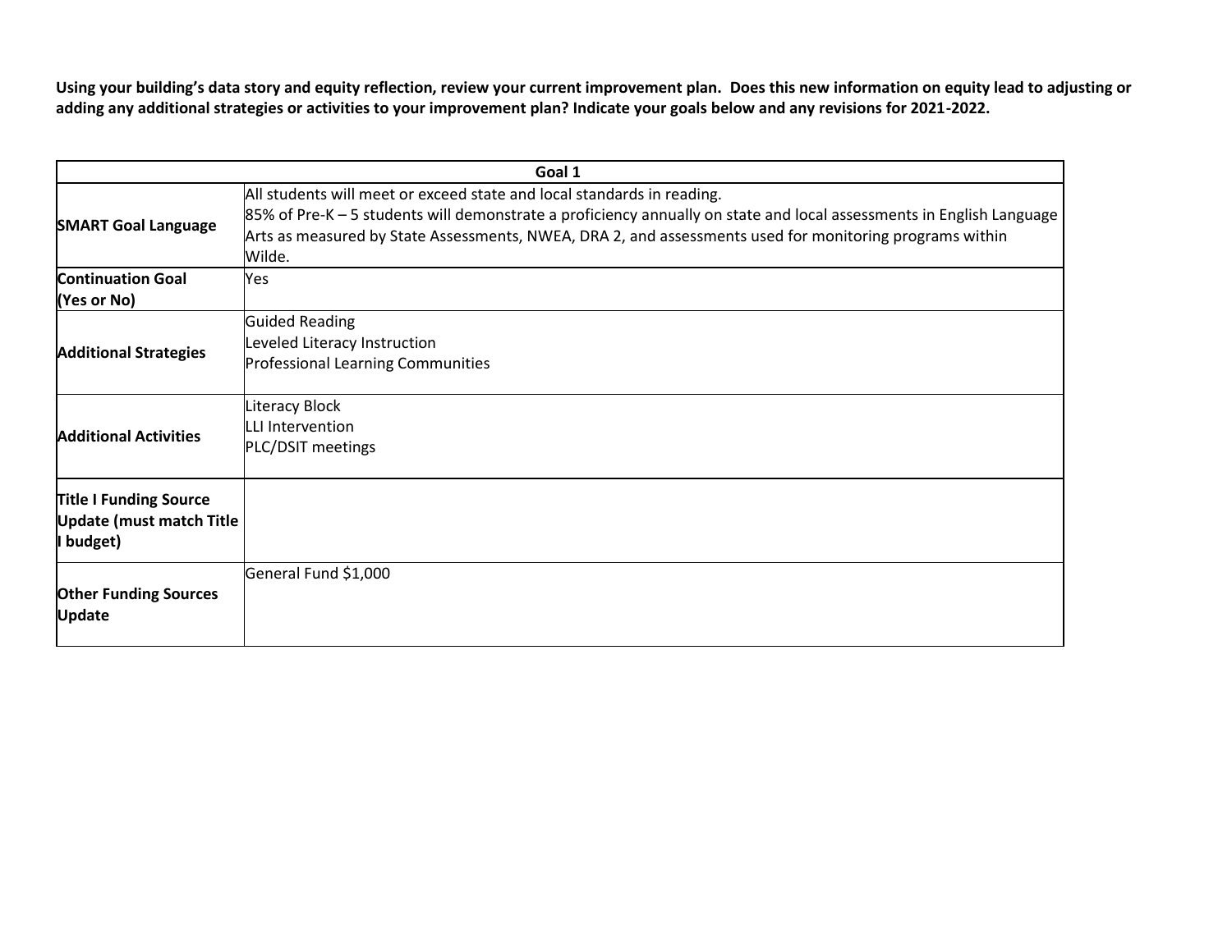**Using your building's data story and equity reflection, review your current improvement plan. Does this new information on equity lead to adjusting or adding any additional strategies or activities to your improvement plan? Indicate your goals below and any revisions for 2021-2022.**

| Goal 1 | |
|---|---|
| **SMART Goal Language** | All students will meet or exceed state and local standards in reading.<br>85% of Pre-K – 5 students will demonstrate a proficiency annually on state and local assessments in English Language Arts as measured by State Assessments, NWEA, DRA 2, and assessments used for monitoring programs within Wilde. |
| **Continuation Goal (Yes or No)** | Yes |
| **Additional Strategies** | Guided Reading<br>Leveled Literacy Instruction<br>Professional Learning Communities |
| **Additional Activities** | Literacy Block<br>LLI Intervention<br>PLC/DSIT meetings |
| **Title I Funding Source Update (must match Title I budget)** | |
| **Other Funding Sources Update** | General Fund $1,000 |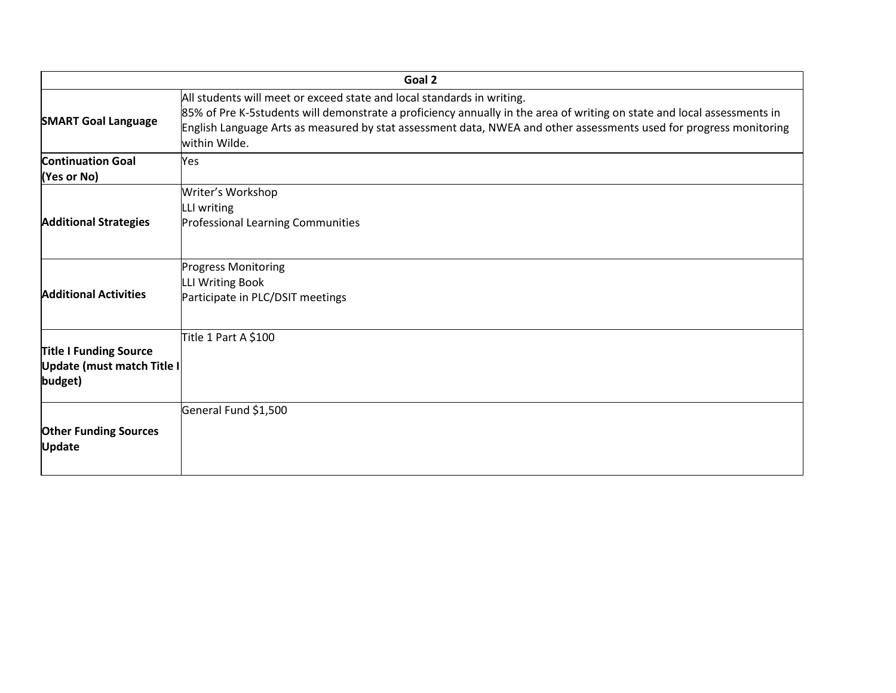| Goal 2 | |
|---|---|
| **SMART Goal Language** | All students will meet or exceed state and local standards in writing.<br>85% of Pre K-5students will demonstrate a proficiency annually in the area of writing on state and local assessments in English Language Arts as measured by stat assessment data, NWEA and other assessments used for progress monitoring within Wilde. |
| **Continuation Goal (Yes or No)** | Yes |
| **Additional Strategies** | Writer's Workshop<br>LLI writing<br>Professional Learning Communities |
| **Additional Activities** | Progress Monitoring<br>LLI Writing Book<br>Participate in PLC/DSIT meetings |
| **Title I Funding Source Update (must match Title I budget)** | Title 1 Part A $100 |
| **Other Funding Sources Update** | General Fund $1,500 |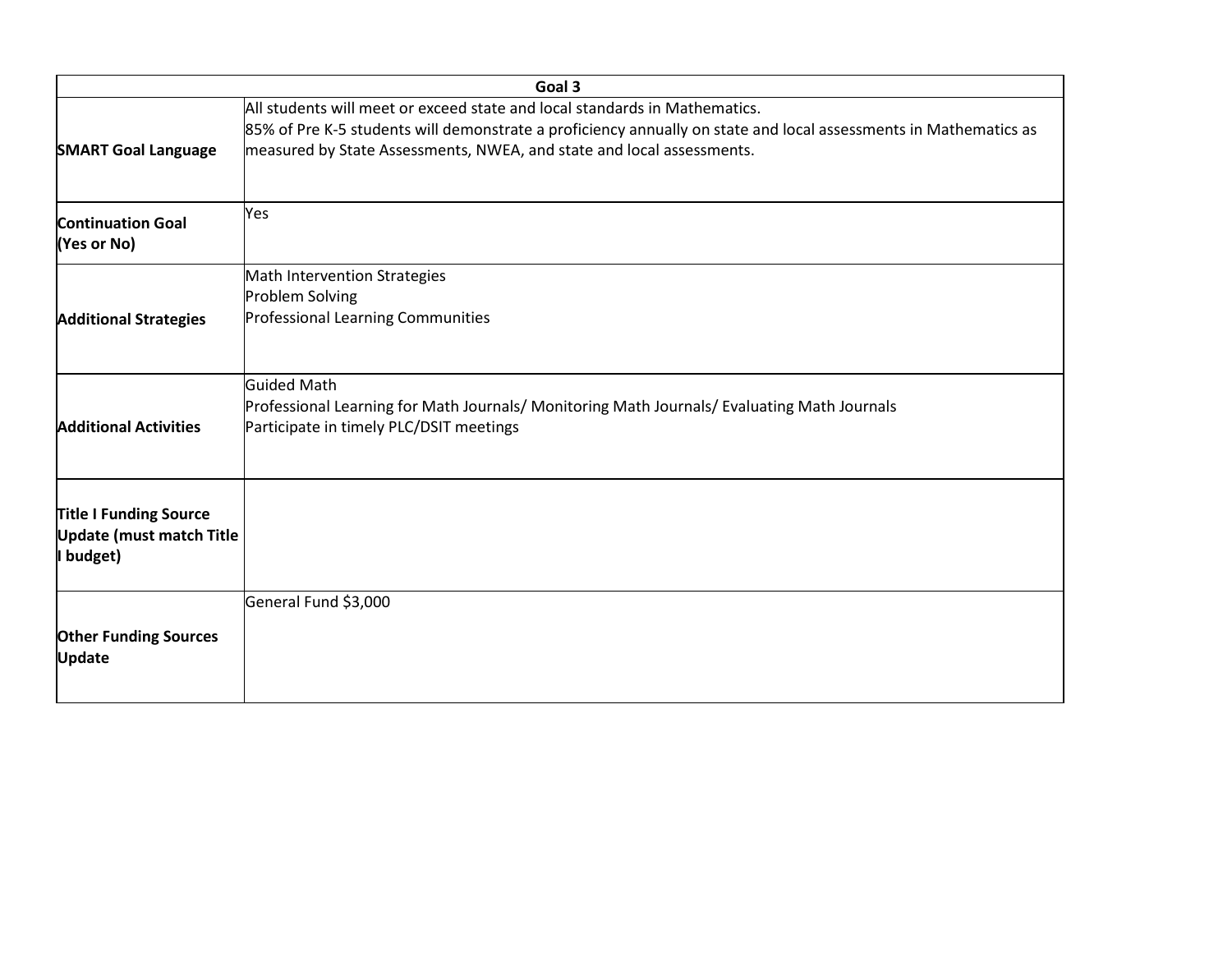| Goal 3 | |
|---|---|
| **SMART Goal Language** | All students will meet or exceed state and local standards in Mathematics.<br>85% of Pre K-5 students will demonstrate a proficiency annually on state and local assessments in Mathematics as measured by State Assessments, NWEA, and state and local assessments. |
| **Continuation Goal (Yes or No)** | Yes |
| **Additional Strategies** | Math Intervention Strategies<br>Problem Solving<br>Professional Learning Communities |
| **Additional Activities** | Guided Math<br>Professional Learning for Math Journals/ Monitoring Math Journals/ Evaluating Math Journals<br>Participate in timely PLC/DSIT meetings |
| **Title I Funding Source Update (must match Title I budget)** | |
| **Other Funding Sources Update** | General Fund $3,000 |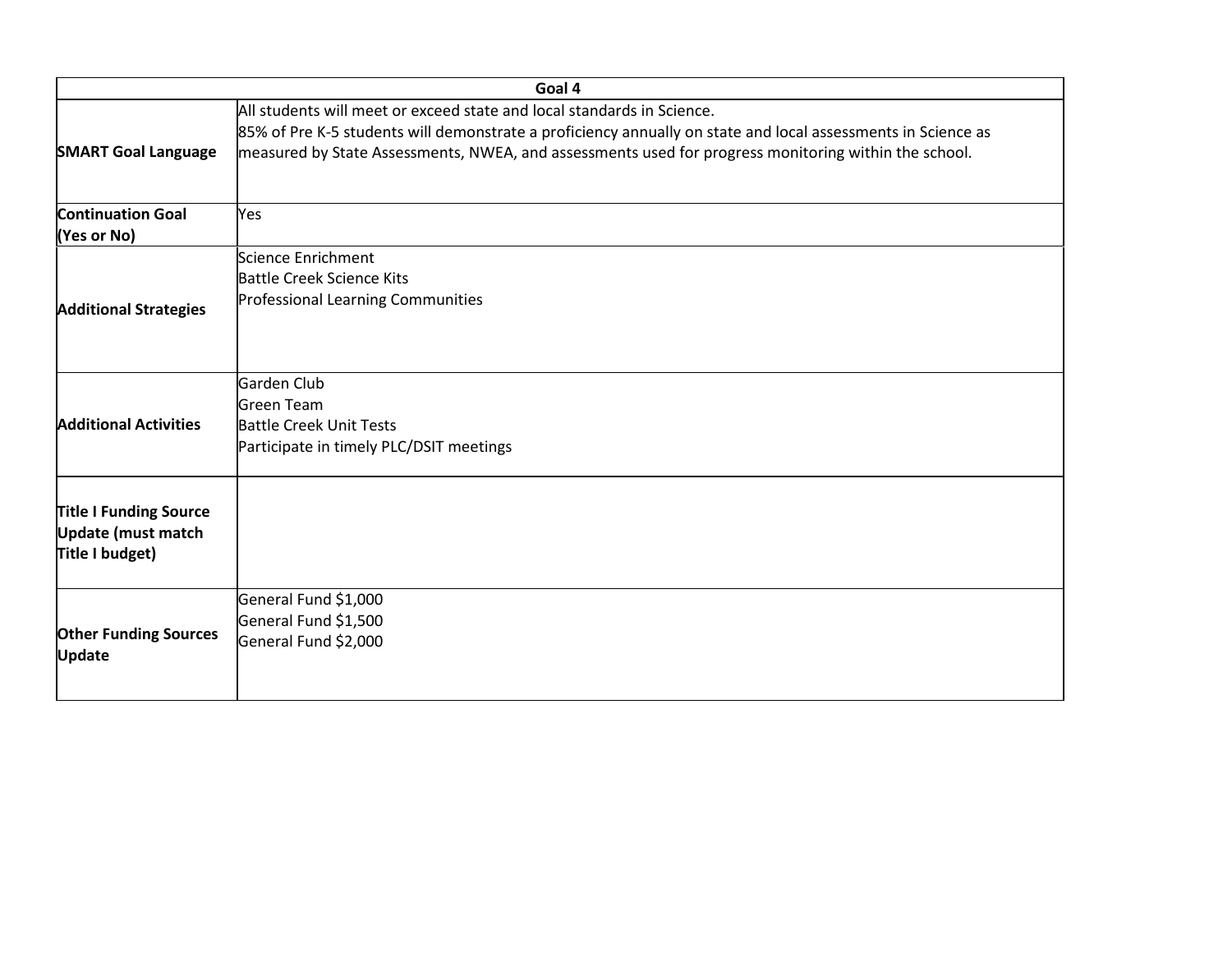| Goal 4 | |
|---|---|
| **SMART Goal Language** | All students will meet or exceed state and local standards in Science.<br>85% of Pre K-5 students will demonstrate a proficiency annually on state and local assessments in Science as measured by State Assessments, NWEA, and assessments used for progress monitoring within the school. |
| **Continuation Goal (Yes or No)** | Yes |
| **Additional Strategies** | Science Enrichment<br>Battle Creek Science Kits<br>Professional Learning Communities |
| **Additional Activities** | Garden Club<br>Green Team<br>Battle Creek Unit Tests<br>Participate in timely PLC/DSIT meetings |
| **Title I Funding Source Update (must match Title I budget)** | |
| **Other Funding Sources Update** | General Fund $1,000<br>General Fund $1,500<br>General Fund $2,000 |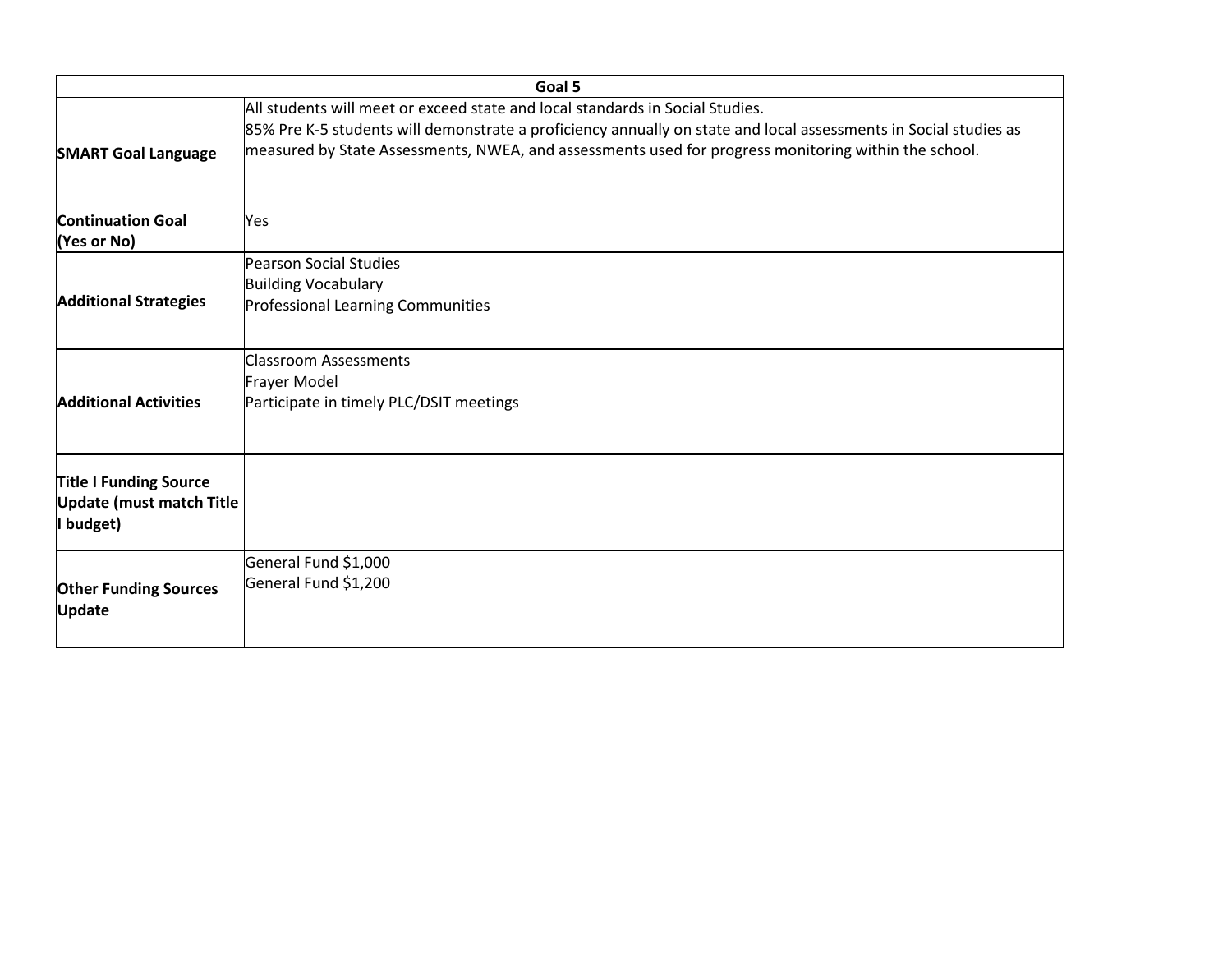| Goal 5 | |
|---|---|
| **SMART Goal Language** | All students will meet or exceed state and local standards in Social Studies.<br>85% Pre K-5 students will demonstrate a proficiency annually on state and local assessments in Social studies as measured by State Assessments, NWEA, and assessments used for progress monitoring within the school. |
| **Continuation Goal (Yes or No)** | Yes |
| **Additional Strategies** | Pearson Social Studies<br>Building Vocabulary<br>Professional Learning Communities |
| **Additional Activities** | Classroom Assessments<br>Frayer Model<br>Participate in timely PLC/DSIT meetings |
| **Title I Funding Source Update (must match Title I budget)** | |
| **Other Funding Sources Update** | General Fund $1,000<br>General Fund $1,200 |